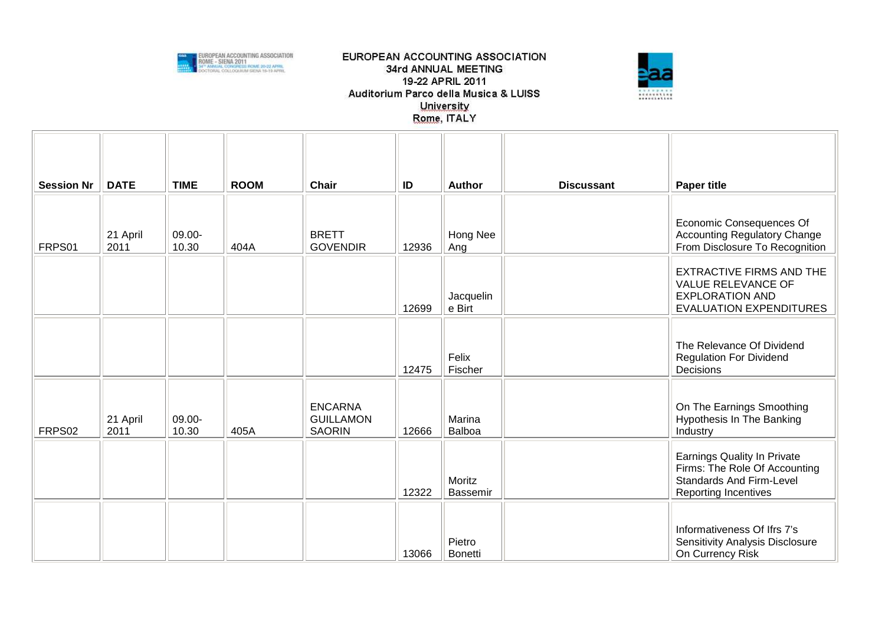# EUROPEAN ACCOUNTING ASSOCIATION
## 34rd ANNUAL MEETING
## 19-22 APRIL 2011
## Auditorium Parco della Musica & LUISS University
## Rome, ITALY

| Session Nr | DATE | TIME | ROOM | Chair | ID | Author | Discussant | Paper title |
|---|---|---|---|---|---|---|---|---|
| FRPS01 | 21 April 2011 | 09.00-10.30 | 404A | BRETT GOVENDIR | 12936 | Hong Nee Ang | | Economic Consequences Of Accounting Regulatory Change From Disclosure To Recognition |
| | | | | | 12699 | Jacqueline Birt | | EXTRACTIVE FIRMS AND THE VALUE RELEVANCE OF EXPLORATION AND EVALUATION EXPENDITURES |
| | | | | | 12475 | Felix Fischer | | The Relevance Of Dividend Regulation For Dividend Decisions |
| FRPS02 | 21 April 2011 | 09.00-10.30 | 405A | ENCARNA GUILLAMON SAORIN | 12666 | Marina Balboa | | On The Earnings Smoothing Hypothesis In The Banking Industry |
| | | | | | 12322 | Moritz Bassemir | | Earnings Quality In Private Firms: The Role Of Accounting Standards And Firm-Level Reporting Incentives |
| | | | | | 13066 | Pietro Bonetti | | Informativeness Of Ifrs 7's Sensitivity Analysis Disclosure On Currency Risk |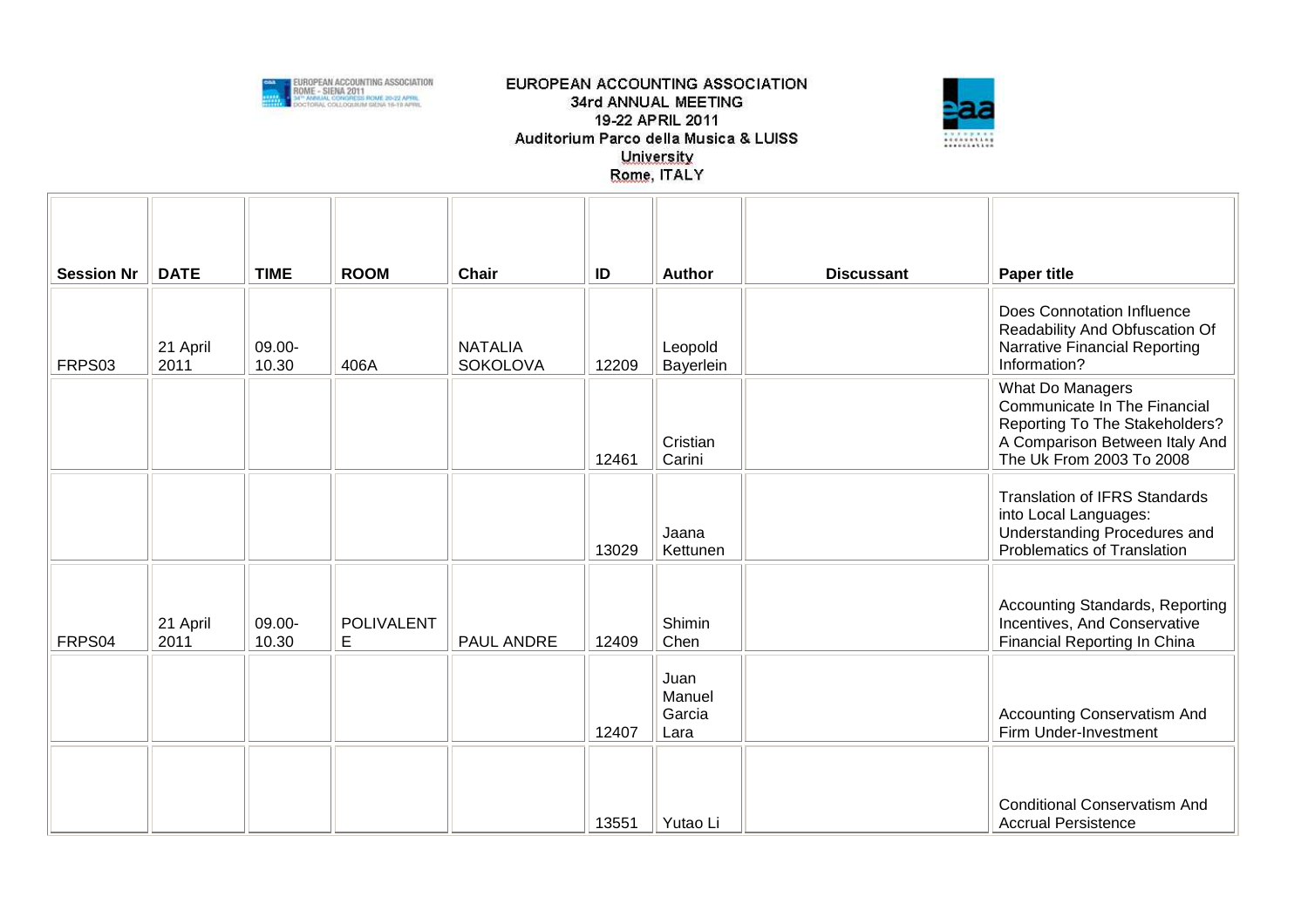| Session Nr | DATE | TIME | ROOM | Chair | ID | Author | Discussant | Paper title |
|---|---|---|---|---|---|---|---|---|
| FRPS03 | 21 April 2011 | 09.00-10.30 | 406A | NATALIA SOKOLOVA | 12209 | Leopold Bayerlein | | Does Connotation Influence Readability And Obfuscation Of Narrative Financial Reporting Information? |
| | | | | | 12461 | Cristian Carini | | What Do Managers Communicate In The Financial Reporting To The Stakeholders? A Comparison Between Italy And The Uk From 2003 To 2008 |
| | | | | | 13029 | Jaana Kettunen | | Translation of IFRS Standards into Local Languages: Understanding Procedures and Problematics of Translation |
| FRPS04 | 21 April 2011 | 09.00-10.30 | POLIVALENTE | PAUL ANDRE | 12409 | Shimin Chen | | Accounting Standards, Reporting Incentives, And Conservative Financial Reporting In China |
| | | | | | 12407 | Juan Manuel Garcia Lara | | Accounting Conservatism And Firm Under-Investment |
| | | | | | 13551 | Yutao Li | | Conditional Conservatism And Accrual Persistence |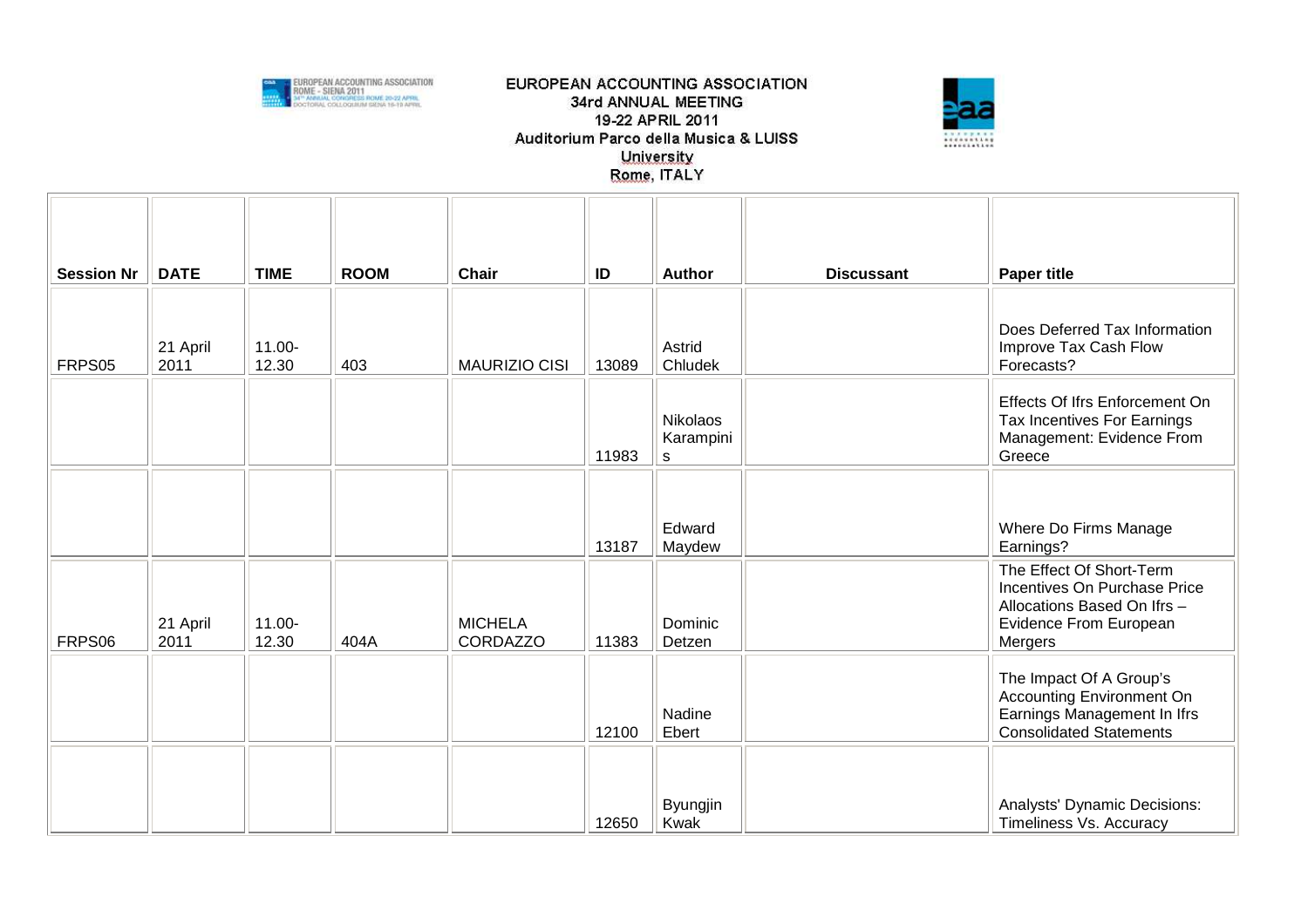EUROPEAN ACCOUNTING ASSOCIATION
34rd ANNUAL MEETING
19-22 APRIL 2011
Auditorium Parco della Musica & LUISS University
Rome, ITALY

| Session Nr | DATE | TIME | ROOM | Chair | ID | Author | Discussant | Paper title |
|---|---|---|---|---|---|---|---|---|
| FRPS05 | 21 April 2011 | 11.00-12.30 | 403 | MAURIZIO CISI | 13089 | Astrid Chludek | | Does Deferred Tax Information Improve Tax Cash Flow Forecasts? |
| | | | | | 11983 | Nikolaos Karampinis | | Effects Of Ifrs Enforcement On Tax Incentives For Earnings Management: Evidence From Greece |
| | | | | | 13187 | Edward Maydew | | Where Do Firms Manage Earnings? |
| FRPS06 | 21 April 2011 | 11.00-12.30 | 404A | MICHELA CORDAZZO | 11383 | Dominic Detzen | | The Effect Of Short-Term Incentives On Purchase Price Allocations Based On Ifrs – Evidence From European Mergers |
| | | | | | 12100 | Nadine Ebert | | The Impact Of A Group's Accounting Environment On Earnings Management In Ifrs Consolidated Statements |
| | | | | | 12650 | Byungjin Kwak | | Analysts' Dynamic Decisions: Timeliness Vs. Accuracy |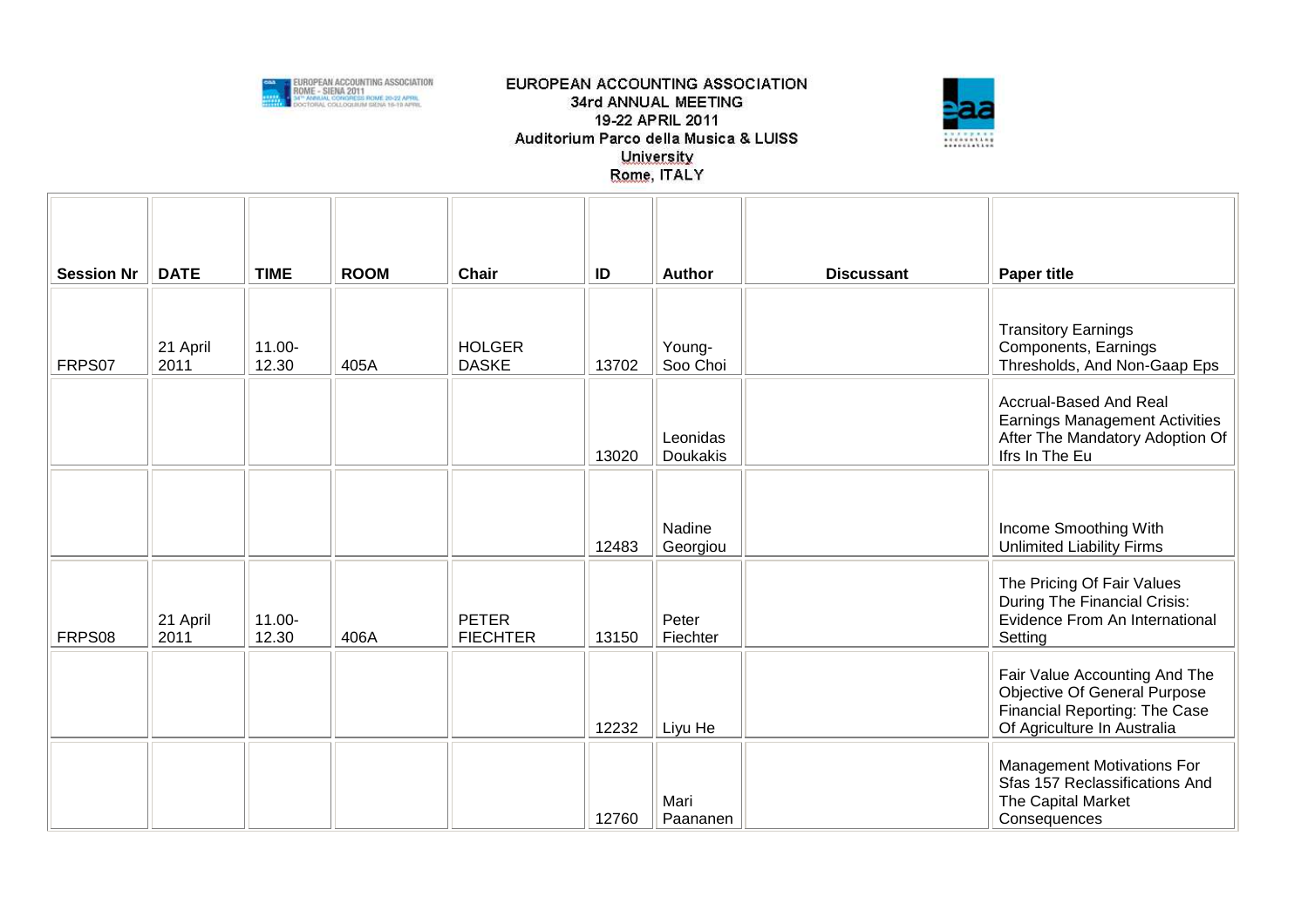| Session Nr | DATE | TIME | ROOM | Chair | ID | Author | Discussant | Paper title |
|---|---|---|---|---|---|---|---|---|
| FRPS07 | 21 April 2011 | 11.00-12.30 | 405A | HOLGER DASKE | 13702 | Young-Soo Choi | | Transitory Earnings Components, Earnings Thresholds, And Non-Gaap Eps |
| | | | | | 13020 | Leonidas Doukakis | | Accrual-Based And Real Earnings Management Activities After The Mandatory Adoption Of Ifrs In The Eu |
| | | | | | 12483 | Nadine Georgiou | | Income Smoothing With Unlimited Liability Firms |
| FRPS08 | 21 April 2011 | 11.00-12.30 | 406A | PETER FIECHTER | 13150 | Peter Fiechter | | The Pricing Of Fair Values During The Financial Crisis: Evidence From An International Setting |
| | | | | | 12232 | Liyu He | | Fair Value Accounting And The Objective Of General Purpose Financial Reporting: The Case Of Agriculture In Australia |
| | | | | | 12760 | Mari Paananen | | Management Motivations For Sfas 157 Reclassifications And The Capital Market Consequences |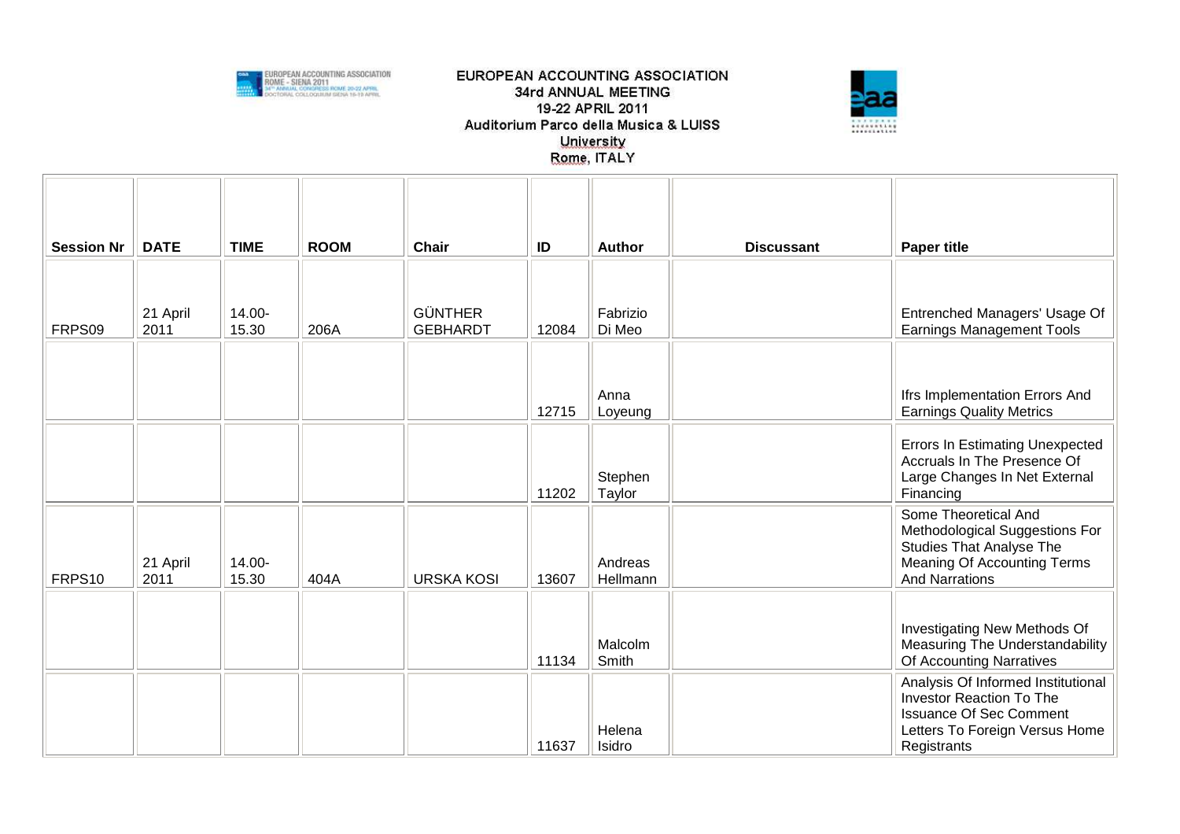EUROPEAN ACCOUNTING ASSOCIATION
34rd ANNUAL MEETING
19-22 APRIL 2011
Auditorium Parco della Musica & LUISS University
Rome, ITALY

| Session Nr | DATE | TIME | ROOM | Chair | ID | Author | Discussant | Paper title |
|---|---|---|---|---|---|---|---|---|
| FRPS09 | 21 April 2011 | 14.00-15.30 | 206A | GÜNTHER GEBHARDT | 12084 | Fabrizio Di Meo | | Entrenched Managers' Usage Of Earnings Management Tools |
| | | | | | 12715 | Anna Loyeung | | Ifrs Implementation Errors And Earnings Quality Metrics |
| | | | | | 11202 | Stephen Taylor | | Errors In Estimating Unexpected Accruals In The Presence Of Large Changes In Net External Financing |
| FRPS10 | 21 April 2011 | 14.00-15.30 | 404A | URSKA KOSI | 13607 | Andreas Hellmann | | Some Theoretical And Methodological Suggestions For Studies That Analyse The Meaning Of Accounting Terms And Narrations |
| | | | | | 11134 | Malcolm Smith | | Investigating New Methods Of Measuring The Understandability Of Accounting Narratives |
| | | | | | 11637 | Helena Isidro | | Analysis Of Informed Institutional Investor Reaction To The Issuance Of Sec Comment Letters To Foreign Versus Home Registrants |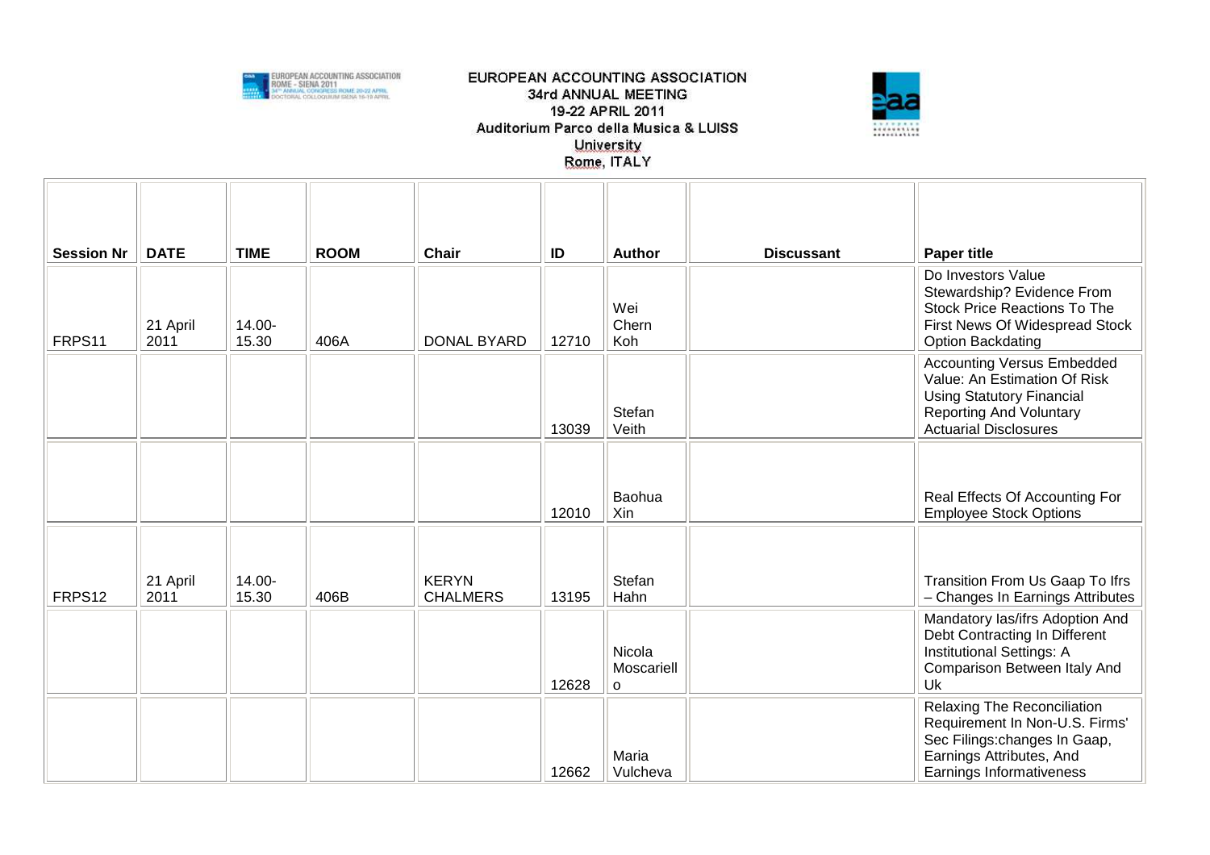EUROPEAN ACCOUNTING ASSOCIATION
34rd ANNUAL MEETING
19-22 APRIL 2011
Auditorium Parco della Musica & LUISS University
Rome, ITALY

| Session Nr | DATE | TIME | ROOM | Chair | ID | Author | Discussant | Paper title |
|---|---|---|---|---|---|---|---|---|
| FRPS11 | 21 April 2011 | 14.00-15.30 | 406A | DONAL BYARD | 12710 | Wei Chern Koh | | Do Investors Value Stewardship? Evidence From Stock Price Reactions To The First News Of Widespread Stock Option Backdating |
| | | | | | 13039 | Stefan Veith | | Accounting Versus Embedded Value: An Estimation Of Risk Using Statutory Financial Reporting And Voluntary Actuarial Disclosures |
| | | | | | 12010 | Baohua Xin | | Real Effects Of Accounting For Employee Stock Options |
| FRPS12 | 21 April 2011 | 14.00-15.30 | 406B | KERYN CHALMERS | 13195 | Stefan Hahn | | Transition From Us Gaap To Ifrs – Changes In Earnings Attributes |
| | | | | | 12628 | Nicola Moscariello | | Mandatory Ias/ifrs Adoption And Debt Contracting In Different Institutional Settings: A Comparison Between Italy And Uk |
| | | | | | 12662 | Maria Vulcheva | | Relaxing The Reconciliation Requirement In Non-U.S. Firms' Sec Filings:changes In Gaap, Earnings Attributes, And Earnings Informativeness |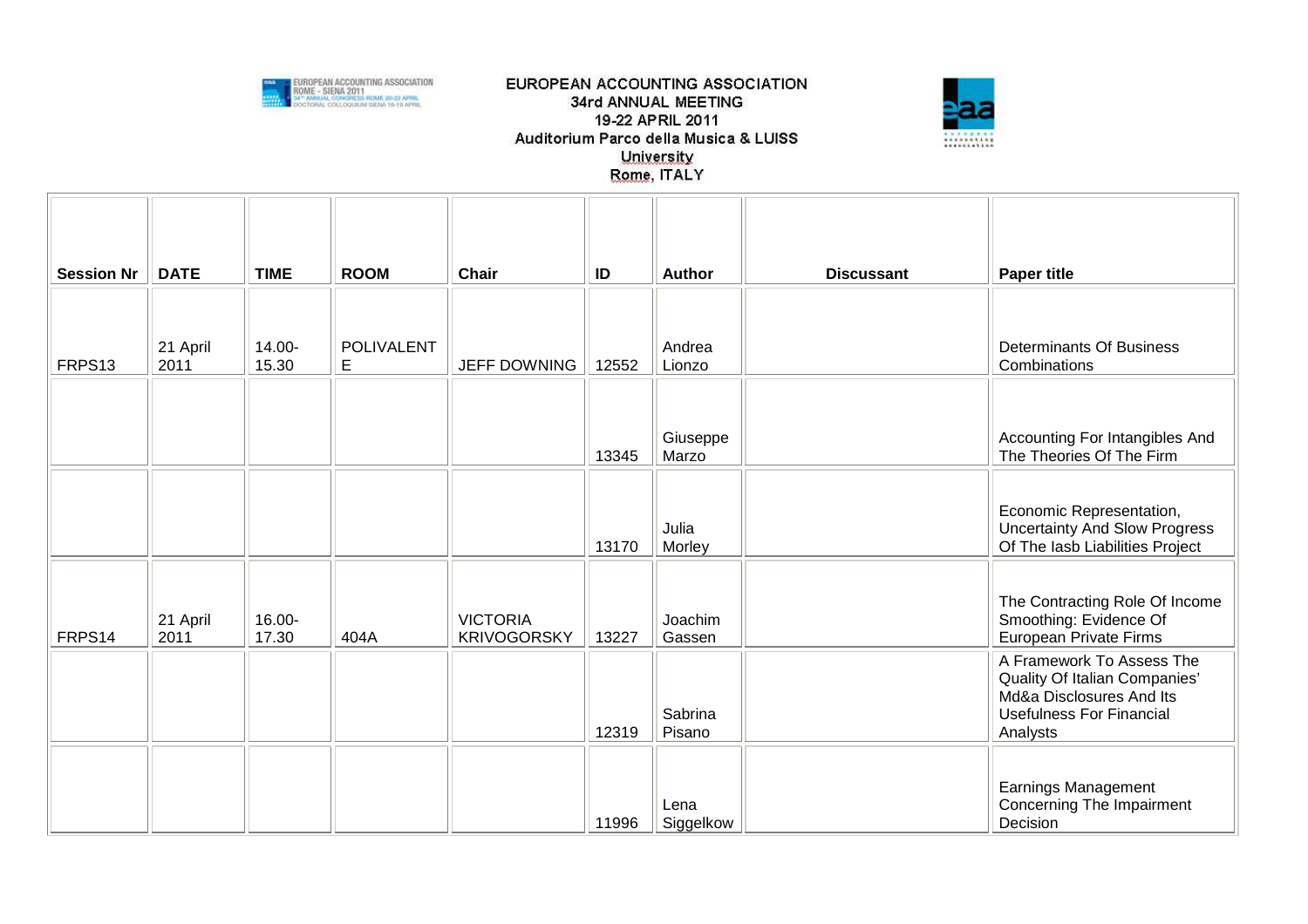EUROPEAN ACCOUNTING ASSOCIATION
34rd ANNUAL MEETING
19-22 APRIL 2011
Auditorium Parco della Musica & LUISS University
Rome, ITALY

| Session Nr | DATE | TIME | ROOM | Chair | ID | Author | Discussant | Paper title |
|---|---|---|---|---|---|---|---|---|
| FRPS13 | 21 April 2011 | 14.00-15.30 | POLIVALENTE | JEFF DOWNING | 12552 | Andrea Lionzo | | Determinants Of Business Combinations |
| | | | | | 13345 | Giuseppe Marzo | | Accounting For Intangibles And The Theories Of The Firm |
| | | | | | 13170 | Julia Morley | | Economic Representation, Uncertainty And Slow Progress Of The Iasb Liabilities Project |
| FRPS14 | 21 April 2011 | 16.00-17.30 | 404A | VICTORIA KRIVOGORSKY | 13227 | Joachim Gassen | | The Contracting Role Of Income Smoothing: Evidence Of European Private Firms |
| | | | | | 12319 | Sabrina Pisano | | A Framework To Assess The Quality Of Italian Companies' Md&a Disclosures And Its Usefulness For Financial Analysts |
| | | | | | 11996 | Lena Siggelkow | | Earnings Management Concerning The Impairment Decision |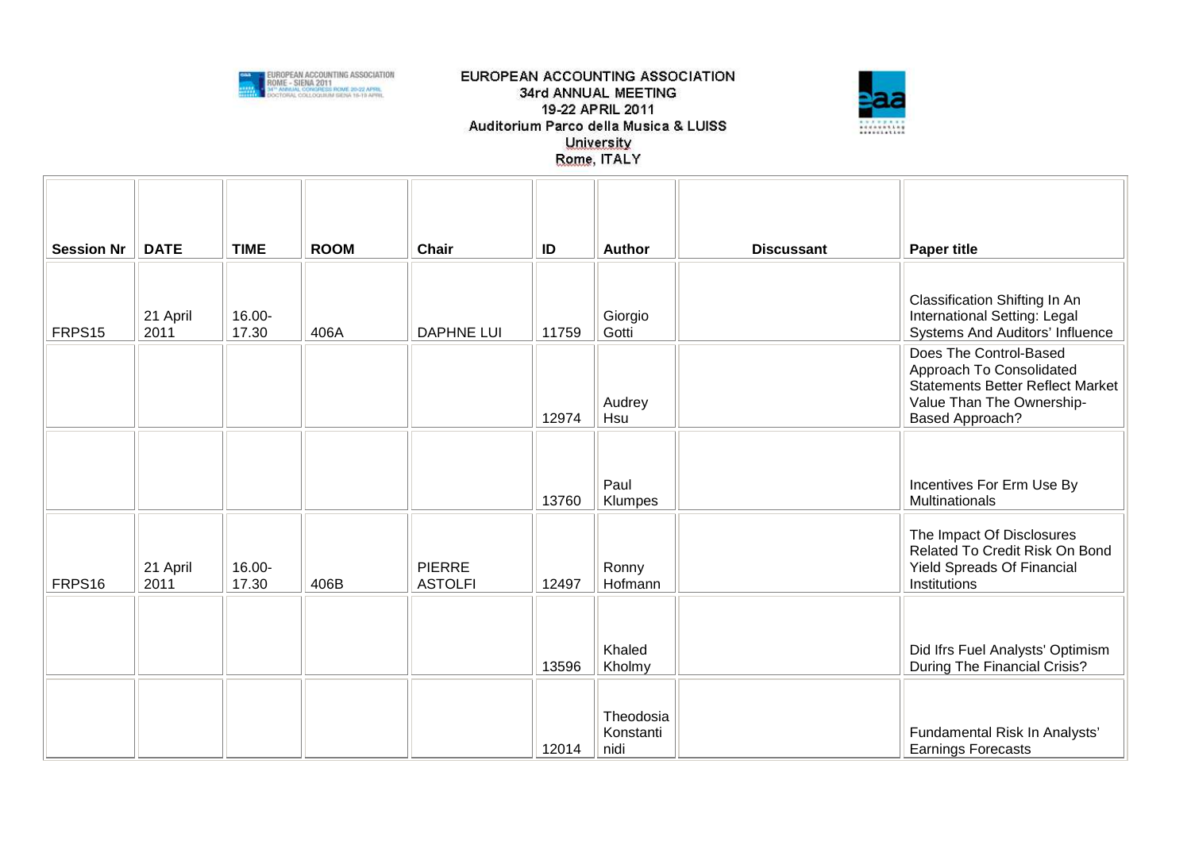| Session Nr | DATE | TIME | ROOM | Chair | ID | Author | Discussant | Paper title |
|---|---|---|---|---|---|---|---|---|
| FRPS15 | 21 April 2011 | 16.00-17.30 | 406A | DAPHNE LUI | 11759 | Giorgio Gotti | | Classification Shifting In An International Setting: Legal Systems And Auditors' Influence |
| | | | | | 12974 | Audrey Hsu | | Does The Control-Based Approach To Consolidated Statements Better Reflect Market Value Than The Ownership-Based Approach? |
| | | | | | 13760 | Paul Klumpes | | Incentives For Erm Use By Multinationals |
| FRPS16 | 21 April 2011 | 16.00-17.30 | 406B | PIERRE ASTOLFI | 12497 | Ronny Hofmann | | The Impact Of Disclosures Related To Credit Risk On Bond Yield Spreads Of Financial Institutions |
| | | | | | 13596 | Khaled Kholmy | | Did Ifrs Fuel Analysts' Optimism During The Financial Crisis? |
| | | | | | 12014 | Theodosia Konstantinidi | | Fundamental Risk In Analysts' Earnings Forecasts |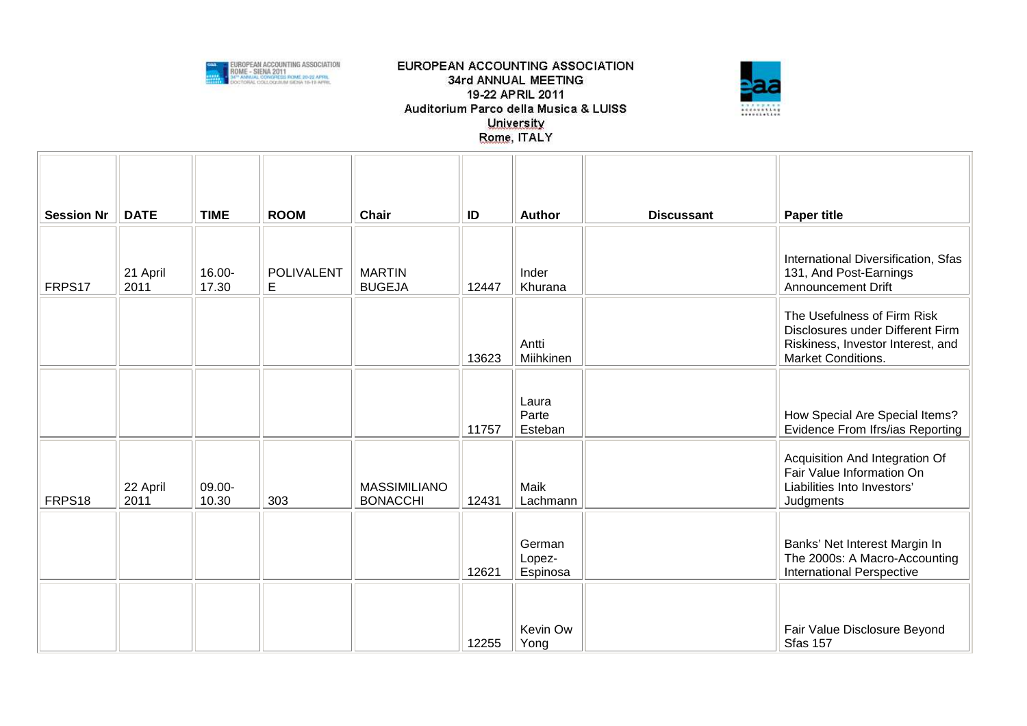EUROPEAN ACCOUNTING ASSOCIATION
34rd ANNUAL MEETING
19-22 APRIL 2011
Auditorium Parco della Musica & LUISS University
Rome, ITALY

| Session Nr | DATE | TIME | ROOM | Chair | ID | Author | Discussant | Paper title |
|---|---|---|---|---|---|---|---|---|
| FRPS17 | 21 April 2011 | 16.00-17.30 | POLIVALENTE | MARTIN BUGEJA | 12447 | Inder Khurana | | International Diversification, Sfas 131, And Post-Earnings Announcement Drift |
| | | | | | 13623 | Antti Miihkinen | | The Usefulness of Firm Risk Disclosures under Different Firm Riskiness, Investor Interest, and Market Conditions. |
| | | | | | 11757 | Laura Parte Esteban | | How Special Are Special Items? Evidence From Ifrs/ias Reporting |
| FRPS18 | 22 April 2011 | 09.00-10.30 | 303 | MASSIMILIANO BONACCHI | 12431 | Maik Lachmann | | Acquisition And Integration Of Fair Value Information On Liabilities Into Investors' Judgments |
| | | | | | 12621 | German Lopez-Espinosa | | Banks' Net Interest Margin In The 2000s: A Macro-Accounting International Perspective |
| | | | | | 12255 | Kevin Ow Yong | | Fair Value Disclosure Beyond Sfas 157 |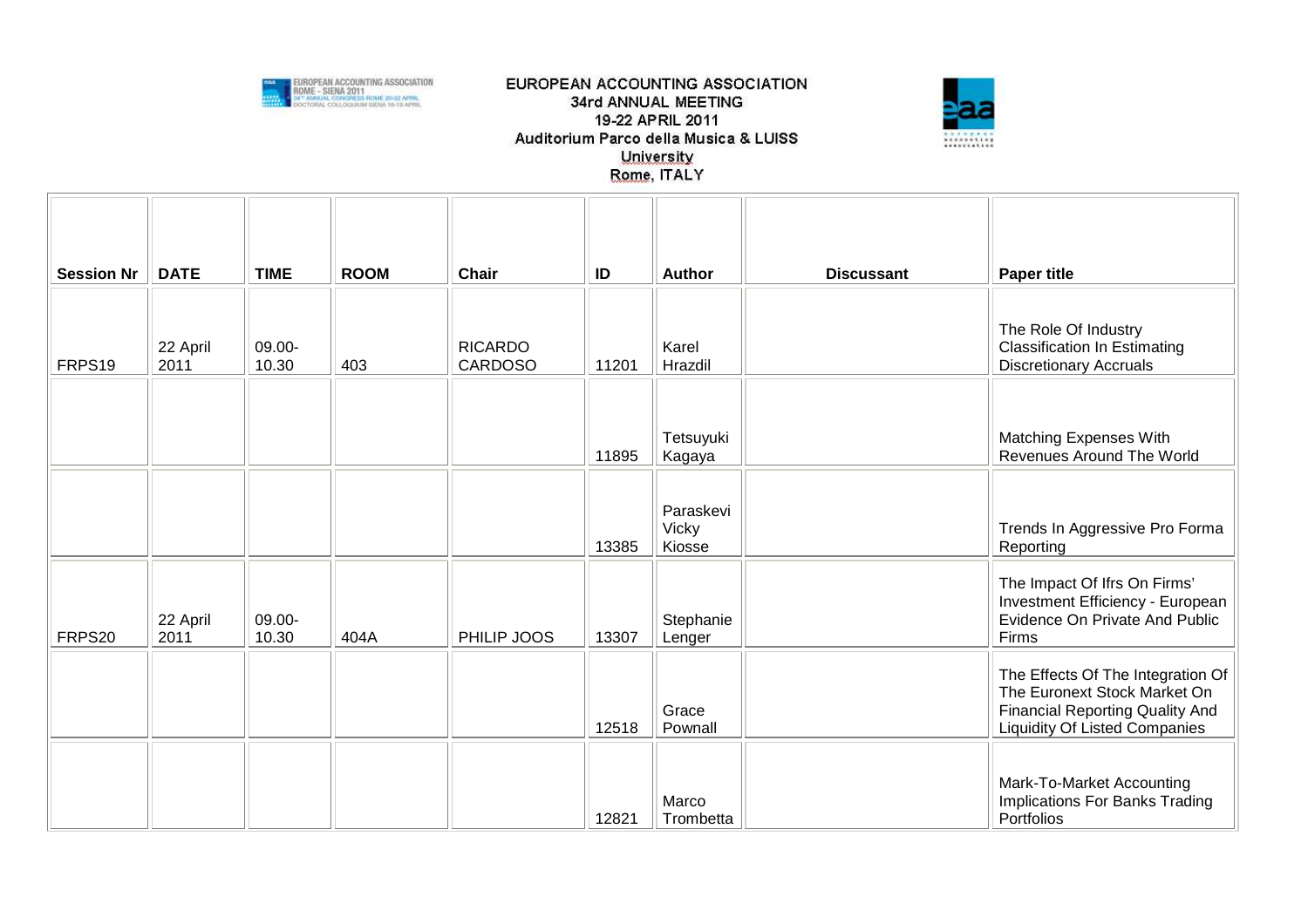EUROPEAN ACCOUNTING ASSOCIATION
34rd ANNUAL MEETING
19-22 APRIL 2011
Auditorium Parco della Musica & LUISS University
Rome, ITALY

| Session Nr | DATE | TIME | ROOM | Chair | ID | Author | Discussant | Paper title |
|---|---|---|---|---|---|---|---|---|
| FRPS19 | 22 April 2011 | 09.00-10.30 | 403 | RICARDO CARDOSO | 11201 | Karel Hrazdil | | The Role Of Industry Classification In Estimating Discretionary Accruals |
| | | | | | 11895 | Tetsuyuki Kagaya | | Matching Expenses With Revenues Around The World |
| | | | | | 13385 | Paraskevi Vicky Kiosse | | Trends In Aggressive Pro Forma Reporting |
| FRPS20 | 22 April 2011 | 09.00-10.30 | 404A | PHILIP JOOS | 13307 | Stephanie Lenger | | The Impact Of Ifrs On Firms' Investment Efficiency - European Evidence On Private And Public Firms |
| | | | | | 12518 | Grace Pownall | | The Effects Of The Integration Of The Euronext Stock Market On Financial Reporting Quality And Liquidity Of Listed Companies |
| | | | | | 12821 | Marco Trombetta | | Mark-To-Market Accounting Implications For Banks Trading Portfolios |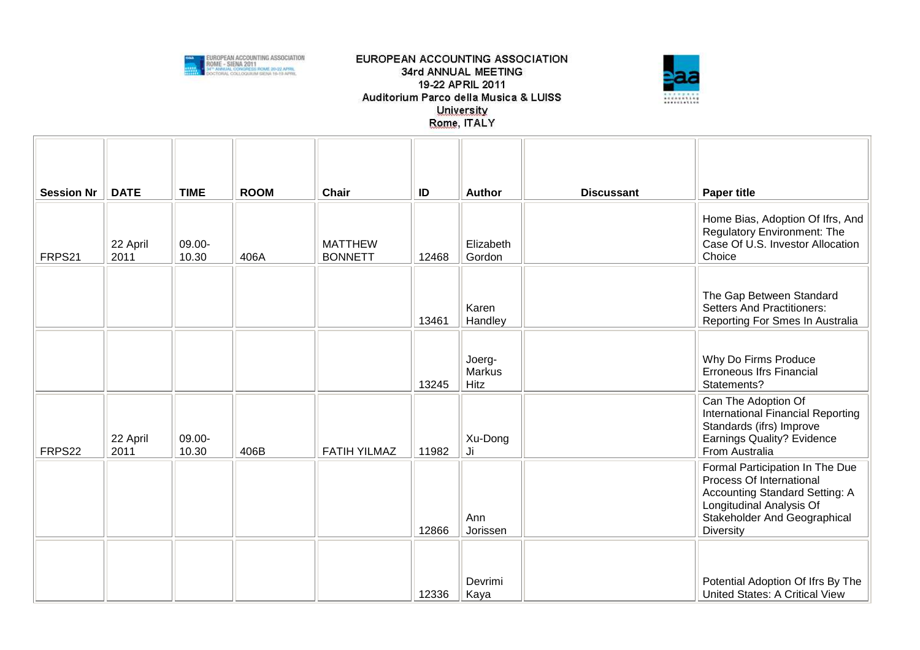EUROPEAN ACCOUNTING ASSOCIATION
34rd ANNUAL MEETING
19-22 APRIL 2011
Auditorium Parco della Musica & LUISS University
Rome, ITALY

| Session Nr | DATE | TIME | ROOM | Chair | ID | Author | Discussant | Paper title |
|---|---|---|---|---|---|---|---|---|
| FRPS21 | 22 April 2011 | 09.00-10.30 | 406A | MATTHEW BONNETT | 12468 | Elizabeth Gordon | | Home Bias, Adoption Of Ifrs, And Regulatory Environment: The Case Of U.S. Investor Allocation Choice |
| | | | | | 13461 | Karen Handley | | The Gap Between Standard Setters And Practitioners: Reporting For Smes In Australia |
| | | | | | 13245 | Joerg-Markus Hitz | | Why Do Firms Produce Erroneous Ifrs Financial Statements? |
| FRPS22 | 22 April 2011 | 09.00-10.30 | 406B | FATIH YILMAZ | 11982 | Xu-Dong Ji | | Can The Adoption Of International Financial Reporting Standards (ifrs) Improve Earnings Quality? Evidence From Australia |
| | | | | | 12866 | Ann Jorissen | | Formal Participation In The Due Process Of International Accounting Standard Setting: A Longitudinal Analysis Of Stakeholder And Geographical Diversity |
| | | | | | 12336 | Devrimi Kaya | | Potential Adoption Of Ifrs By The United States: A Critical View |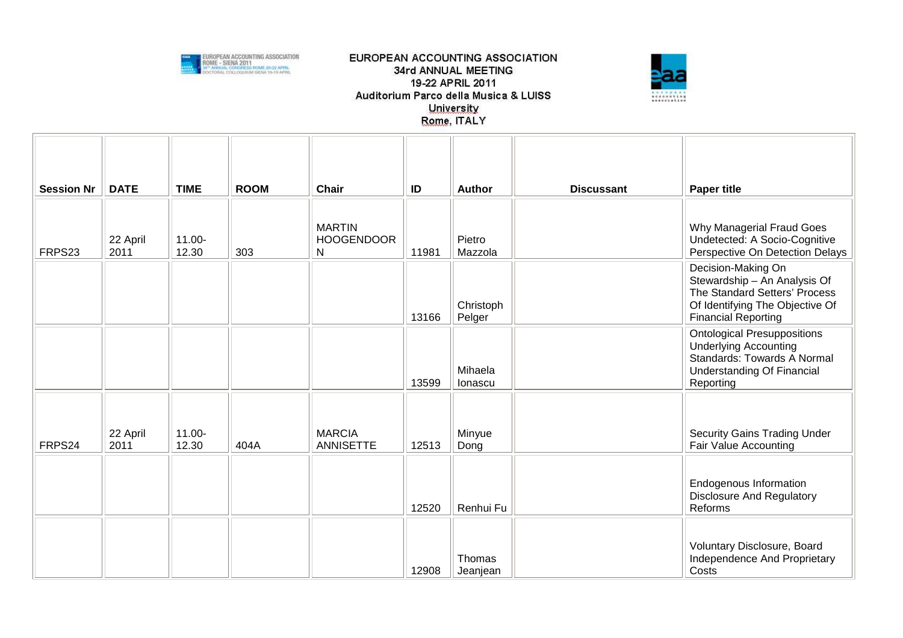EUROPEAN ACCOUNTING ASSOCIATION
34rd ANNUAL MEETING
19-22 APRIL 2011
Auditorium Parco della Musica & LUISS University
Rome, ITALY

| Session Nr | DATE | TIME | ROOM | Chair | ID | Author | Discussant | Paper title |
|---|---|---|---|---|---|---|---|---|
| FRPS23 | 22 April 2011 | 11.00-12.30 | 303 | MARTIN HOOGENDOORN | 11981 | Pietro Mazzola | | Why Managerial Fraud Goes Undetected: A Socio-Cognitive Perspective On Detection Delays |
| | | | | | 13166 | Christoph Pelger | | Decision-Making On Stewardship – An Analysis Of The Standard Setters' Process Of Identifying The Objective Of Financial Reporting |
| | | | | | 13599 | Mihaela Ionascu | | Ontological Presuppositions Underlying Accounting Standards: Towards A Normal Understanding Of Financial Reporting |
| FRPS24 | 22 April 2011 | 11.00-12.30 | 404A | MARCIA ANNISETTE | 12513 | Minyue Dong | | Security Gains Trading Under Fair Value Accounting |
| | | | | | 12520 | Renhui Fu | | Endogenous Information Disclosure And Regulatory Reforms |
| | | | | | 12908 | Thomas Jeanjean | | Voluntary Disclosure, Board Independence And Proprietary Costs |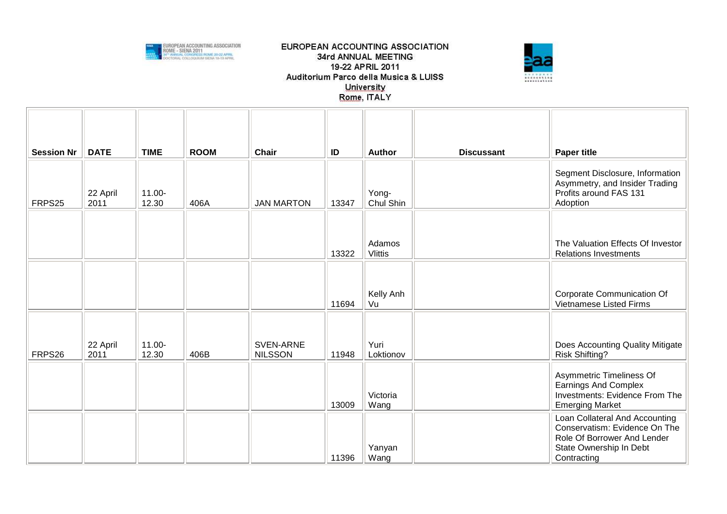| Session Nr | DATE | TIME | ROOM | Chair | ID | Author | Discussant | Paper title |
|---|---|---|---|---|---|---|---|---|
| FRPS25 | 22 April 2011 | 11.00-12.30 | 406A | JAN MARTON | 13347 | Yong-Chul Shin | | Segment Disclosure, Information Asymmetry, and Insider Trading Profits around FAS 131 Adoption |
| | | | | | 13322 | Adamos Vlittis | | The Valuation Effects Of Investor Relations Investments |
| | | | | | 11694 | Kelly Anh Vu | | Corporate Communication Of Vietnamese Listed Firms |
| FRPS26 | 22 April 2011 | 11.00-12.30 | 406B | SVEN-ARNE NILSSON | 11948 | Yuri Loktionov | | Does Accounting Quality Mitigate Risk Shifting? |
| | | | | | 13009 | Victoria Wang | | Asymmetric Timeliness Of Earnings And Complex Investments: Evidence From The Emerging Market |
| | | | | | 11396 | Yanyan Wang | | Loan Collateral And Accounting Conservatism: Evidence On The Role Of Borrower And Lender State Ownership In Debt Contracting |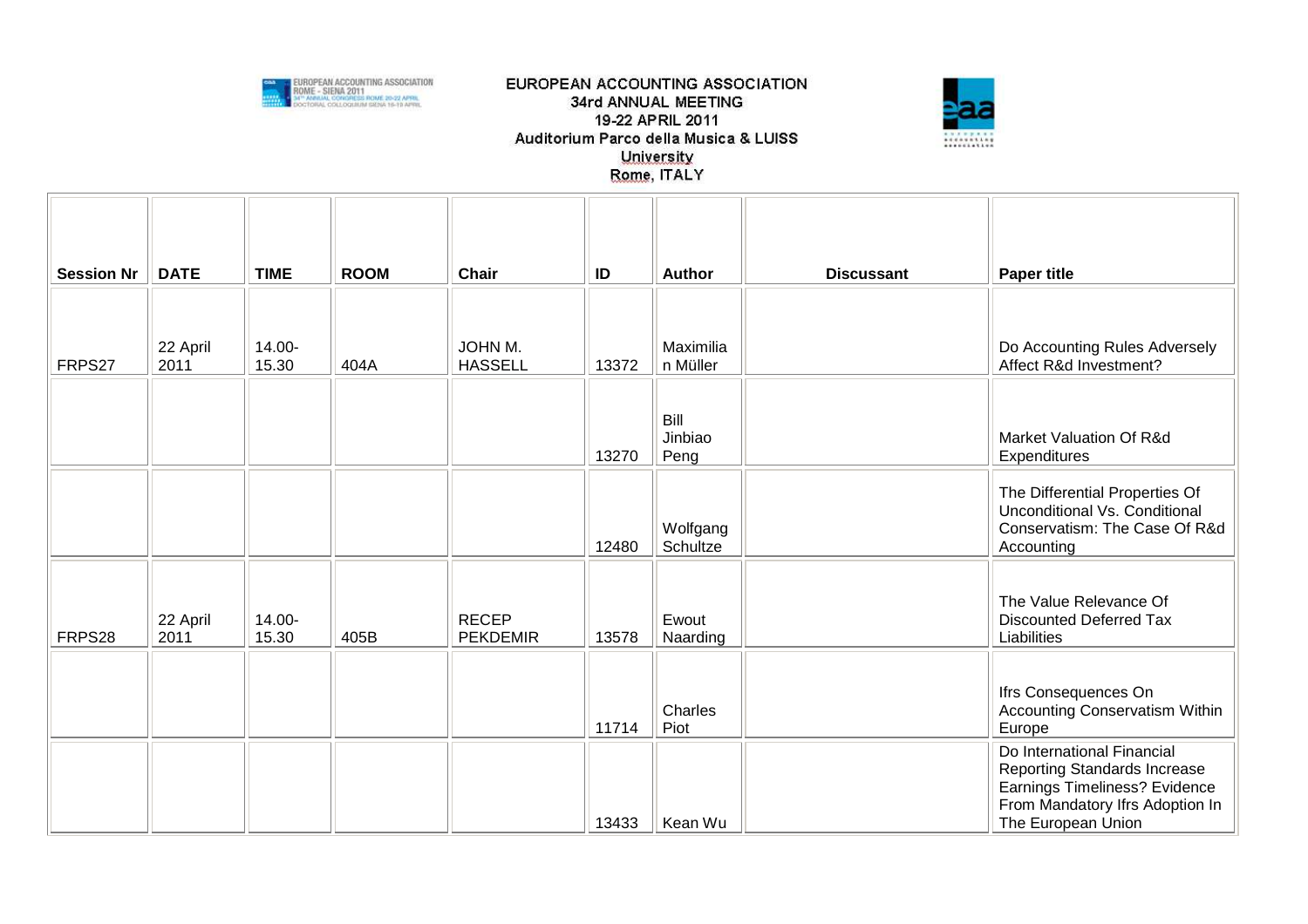EUROPEAN ACCOUNTING ASSOCIATION
34rd ANNUAL MEETING
19-22 APRIL 2011
Auditorium Parco della Musica & LUISS University
Rome, ITALY

| Session Nr | DATE | TIME | ROOM | Chair | ID | Author | Discussant | Paper title |
|---|---|---|---|---|---|---|---|---|
| FRPS27 | 22 April 2011 | 14.00-15.30 | 404A | JOHN M. HASSELL | 13372 | Maximilian Müller | | Do Accounting Rules Adversely Affect R&d Investment? |
| | | | | | 13270 | Bill Jinbiao Peng | | Market Valuation Of R&d Expenditures |
| | | | | | 12480 | Wolfgang Schultze | | The Differential Properties Of Unconditional Vs. Conditional Conservatism: The Case Of R&d Accounting |
| FRPS28 | 22 April 2011 | 14.00-15.30 | 405B | RECEP PEKDEMIR | 13578 | Ewout Naarding | | The Value Relevance Of Discounted Deferred Tax Liabilities |
| | | | | | 11714 | Charles Piot | | Ifrs Consequences On Accounting Conservatism Within Europe |
| | | | | | 13433 | Kean Wu | | Do International Financial Reporting Standards Increase Earnings Timeliness? Evidence From Mandatory Ifrs Adoption In The European Union |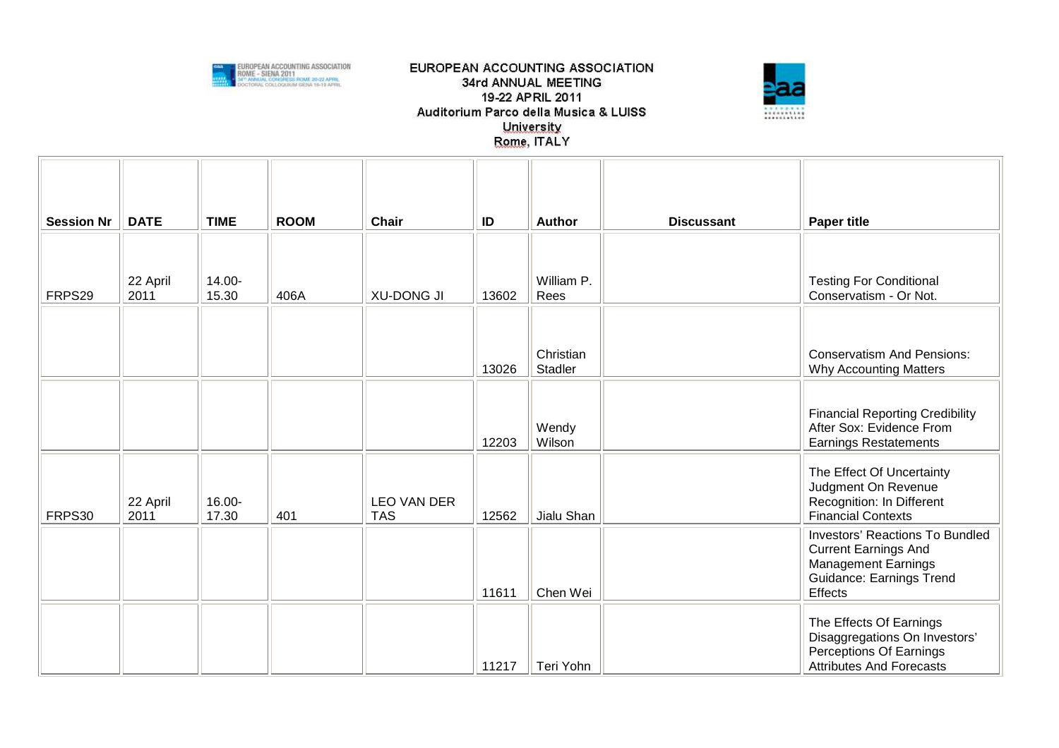EUROPEAN ACCOUNTING ASSOCIATION
34rd ANNUAL MEETING
19-22 APRIL 2011
Auditorium Parco della Musica & LUISS University
Rome, ITALY

| Session Nr | DATE | TIME | ROOM | Chair | ID | Author | Discussant | Paper title |
|---|---|---|---|---|---|---|---|---|
| FRPS29 | 22 April 2011 | 14.00-15.30 | 406A | XU-DONG JI | 13602 | William P. Rees | | Testing For Conditional Conservatism - Or Not. |
| | | | | | 13026 | Christian Stadler | | Conservatism And Pensions: Why Accounting Matters |
| | | | | | 12203 | Wendy Wilson | | Financial Reporting Credibility After Sox: Evidence From Earnings Restatements |
| FRPS30 | 22 April 2011 | 16.00-17.30 | 401 | LEO VAN DER TAS | 12562 | Jialu Shan | | The Effect Of Uncertainty Judgment On Revenue Recognition: In Different Financial Contexts |
| | | | | | 11611 | Chen Wei | | Investors' Reactions To Bundled Current Earnings And Management Earnings Guidance: Earnings Trend Effects |
| | | | | | 11217 | Teri Yohn | | The Effects Of Earnings Disaggregations On Investors' Perceptions Of Earnings Attributes And Forecasts |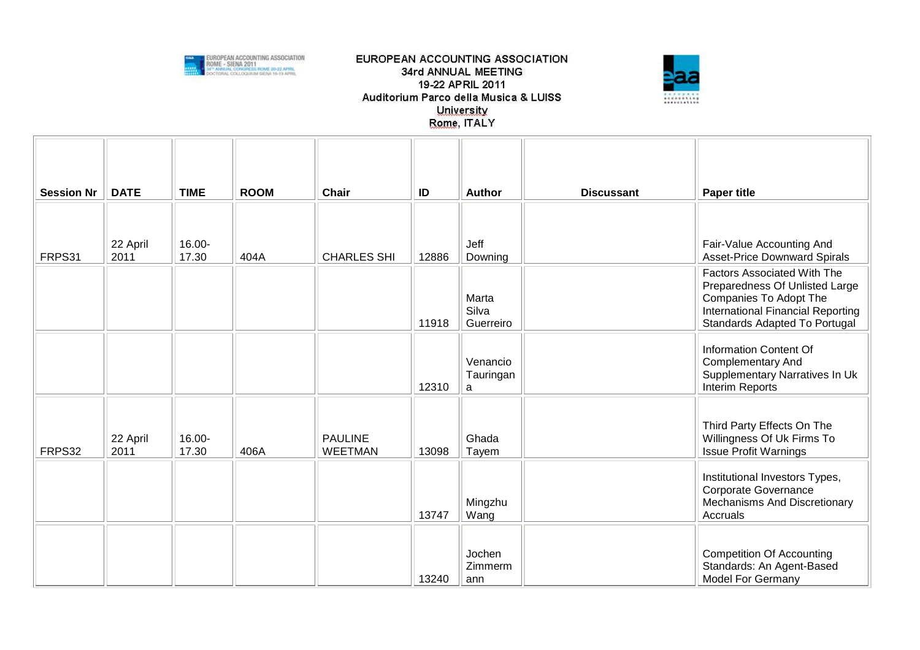# EUROPEAN ACCOUNTING ASSOCIATION
## 34rd ANNUAL MEETING
## 19-22 APRIL 2011
## Auditorium Parco della Musica & LUISS University
## Rome, ITALY

| Session Nr | DATE | TIME | ROOM | Chair | ID | Author | Discussant | Paper title |
|---|---|---|---|---|---|---|---|---|
| FRPS31 | 22 April 2011 | 16.00-17.30 | 404A | CHARLES SHI | 12886 | Jeff Downing | | Fair-Value Accounting And Asset-Price Downward Spirals |
| | | | | | 11918 | Marta Silva Guerreiro | | Factors Associated With The Preparedness Of Unlisted Large Companies To Adopt The International Financial Reporting Standards Adapted To Portugal |
| | | | | | 12310 | Venancio Tauringana | | Information Content Of Complementary And Supplementary Narratives In Uk Interim Reports |
| FRPS32 | 22 April 2011 | 16.00-17.30 | 406A | PAULINE WEETMAN | 13098 | Ghada Tayem | | Third Party Effects On The Willingness Of Uk Firms To Issue Profit Warnings |
| | | | | | 13747 | Mingzhu Wang | | Institutional Investors Types, Corporate Governance Mechanisms And Discretionary Accruals |
| | | | | | 13240 | Jochen Zimmermann | | Competition Of Accounting Standards: An Agent-Based Model For Germany |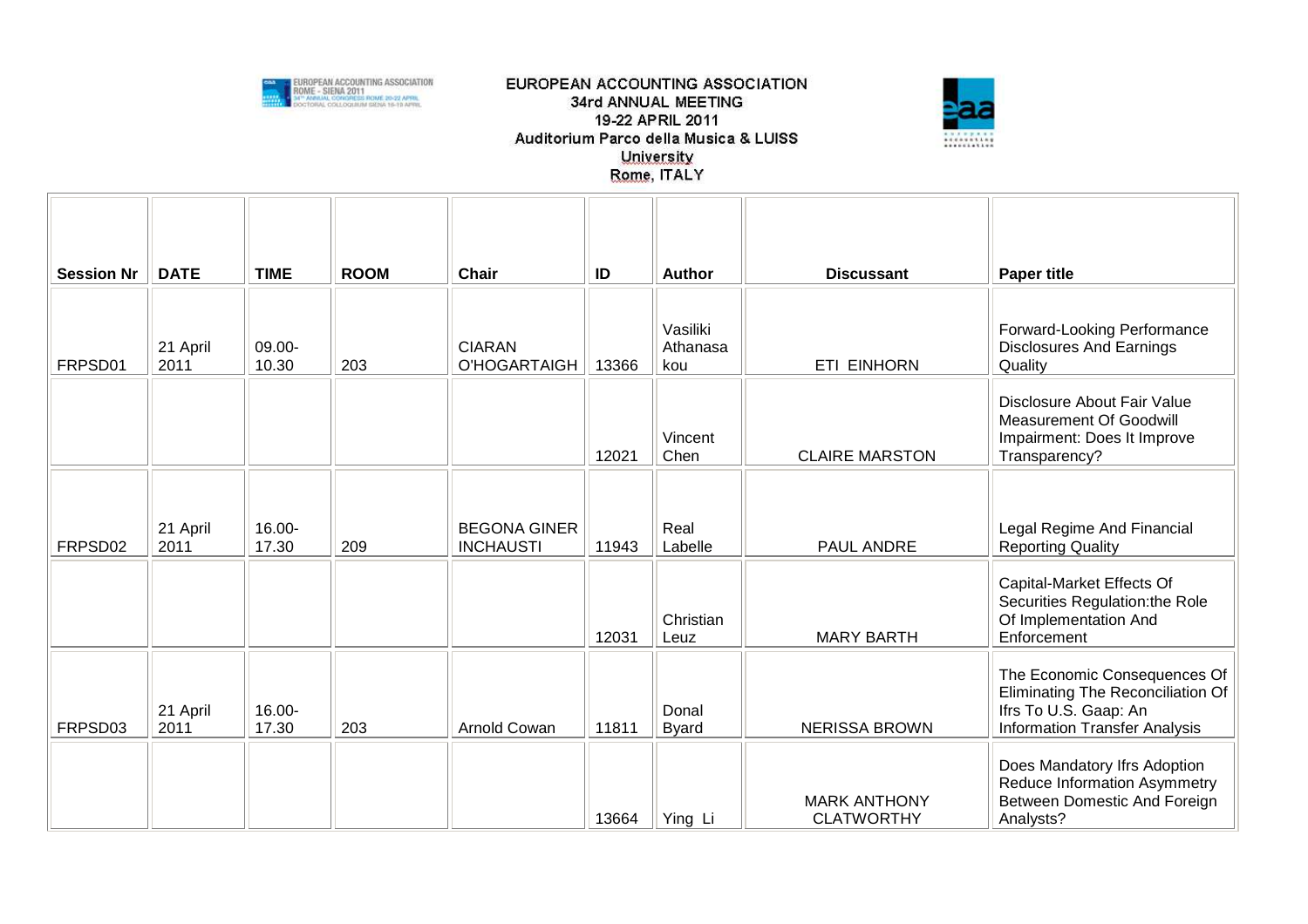EUROPEAN ACCOUNTING ASSOCIATION
34rd ANNUAL MEETING
19-22 APRIL 2011
Auditorium Parco della Musica & LUISS University
Rome, ITALY

| Session Nr | DATE | TIME | ROOM | Chair | ID | Author | Discussant | Paper title |
|---|---|---|---|---|---|---|---|---|
| FRPSD01 | 21 April 2011 | 09.00-10.30 | 203 | CIARAN O'HOGARTAIGH | 13366 | Vasiliki Athanasakou | ETI EINHORN | Forward-Looking Performance Disclosures And Earnings Quality |
| | | | | | 12021 | Vincent Chen | CLAIRE MARSTON | Disclosure About Fair Value Measurement Of Goodwill Impairment: Does It Improve Transparency? |
| FRPSD02 | 21 April 2011 | 16.00-17.30 | 209 | BEGONA GINER INCHAUSTI | 11943 | Real Labelle | PAUL ANDRE | Legal Regime And Financial Reporting Quality |
| | | | | | 12031 | Christian Leuz | MARY BARTH | Capital-Market Effects Of Securities Regulation:the Role Of Implementation And Enforcement |
| FRPSD03 | 21 April 2011 | 16.00-17.30 | 203 | Arnold Cowan | 11811 | Donal Byard | NERISSA BROWN | The Economic Consequences Of Eliminating The Reconciliation Of Ifrs To U.S. Gaap: An Information Transfer Analysis |
| | | | | | 13664 | Ying Li | MARK ANTHONY CLATWORTHY | Does Mandatory Ifrs Adoption Reduce Information Asymmetry Between Domestic And Foreign Analysts? |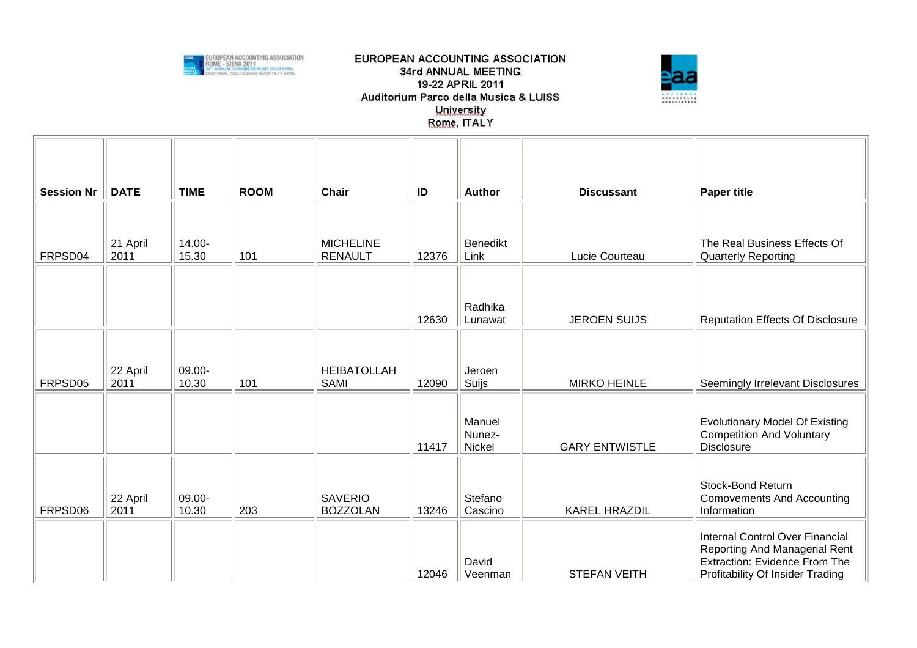EUROPEAN ACCOUNTING ASSOCIATION
34rd ANNUAL MEETING
19-22 APRIL 2011
Auditorium Parco della Musica & LUISS University
Rome, ITALY

| Session Nr | DATE | TIME | ROOM | Chair | ID | Author | Discussant | Paper title |
|---|---|---|---|---|---|---|---|---|
| FRPSD04 | 21 April 2011 | 14.00-15.30 | 101 | MICHELINE RENAULT | 12376 | Benedikt Link | Lucie Courteau | The Real Business Effects Of Quarterly Reporting |
| | | | | | 12630 | Radhika Lunawat | JEROEN SUIJS | Reputation Effects Of Disclosure |
| FRPSD05 | 22 April 2011 | 09.00-10.30 | 101 | HEIBATOLLAH SAMI | 12090 | Jeroen Suijs | MIRKO HEINLE | Seemingly Irrelevant Disclosures |
| | | | | | 11417 | Manuel Nunez-Nickel | GARY ENTWISTLE | Evolutionary Model Of Existing Competition And Voluntary Disclosure |
| FRPSD06 | 22 April 2011 | 09.00-10.30 | 203 | SAVERIO BOZZOLAN | 13246 | Stefano Cascino | KAREL HRAZDIL | Stock-Bond Return Comovements And Accounting Information |
| | | | | | 12046 | David Veenman | STEFAN VEITH | Internal Control Over Financial Reporting And Managerial Rent Extraction: Evidence From The Profitability Of Insider Trading |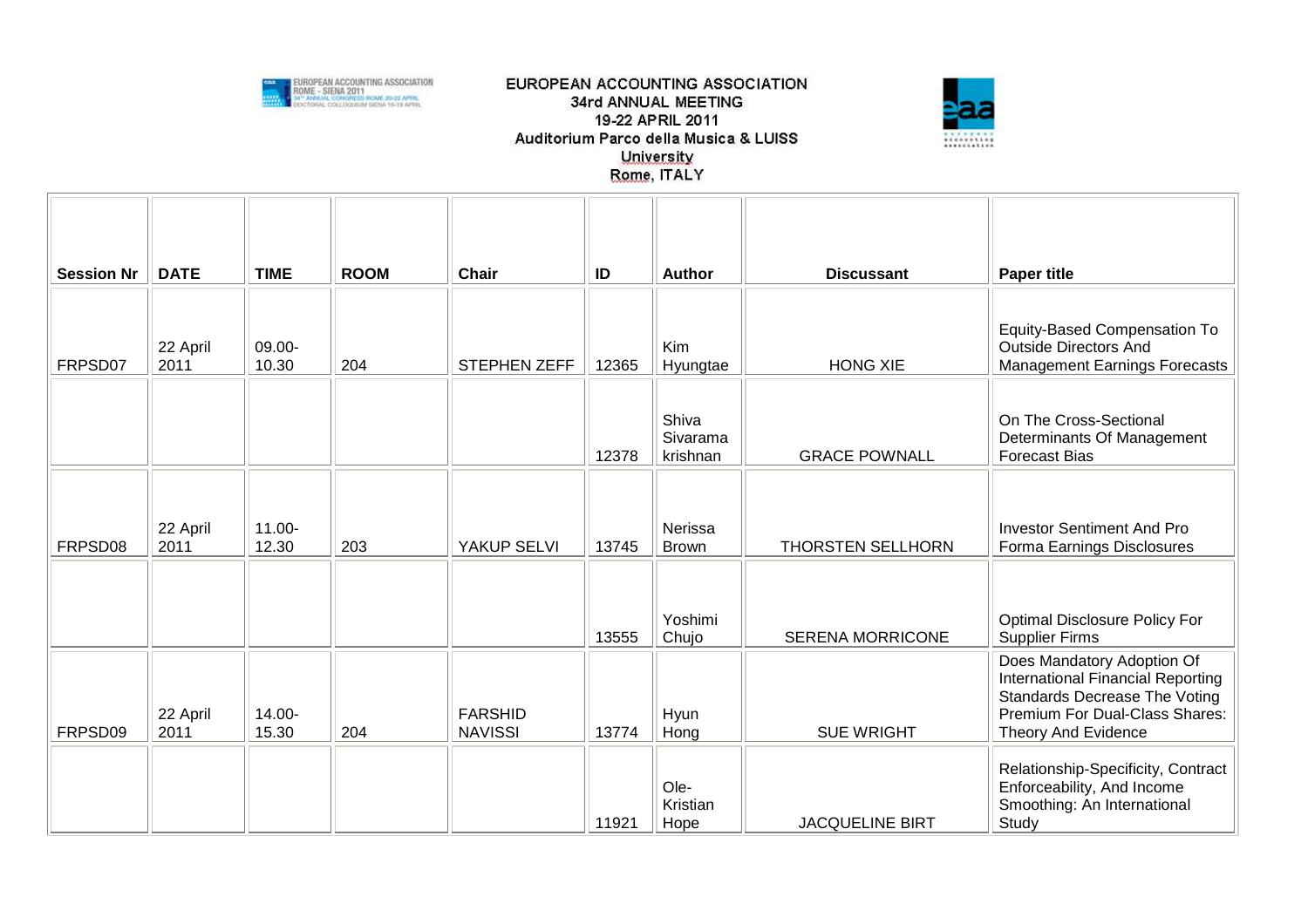EUROPEAN ACCOUNTING ASSOCIATION
34rd ANNUAL MEETING
19-22 APRIL 2011
Auditorium Parco della Musica & LUISS University
Rome, ITALY

| Session Nr | DATE | TIME | ROOM | Chair | ID | Author | Discussant | Paper title |
|---|---|---|---|---|---|---|---|---|
| FRPSD07 | 22 April 2011 | 09.00-10.30 | 204 | STEPHEN ZEFF | 12365 | Kim Hyungtae | HONG XIE | Equity-Based Compensation To Outside Directors And Management Earnings Forecasts |
| | | | | | 12378 | Shiva Sivarama krishnan | GRACE POWNALL | On The Cross-Sectional Determinants Of Management Forecast Bias |
| FRPSD08 | 22 April 2011 | 11.00-12.30 | 203 | YAKUP SELVI | 13745 | Nerissa Brown | THORSTEN SELLHORN | Investor Sentiment And Pro Forma Earnings Disclosures |
| | | | | | 13555 | Yoshimi Chujo | SERENA MORRICONE | Optimal Disclosure Policy For Supplier Firms |
| FRPSD09 | 22 April 2011 | 14.00-15.30 | 204 | FARSHID NAVISSI | 13774 | Hyun Hong | SUE WRIGHT | Does Mandatory Adoption Of International Financial Reporting Standards Decrease The Voting Premium For Dual-Class Shares: Theory And Evidence |
| | | | | | 11921 | Ole-Kristian Hope | JACQUELINE BIRT | Relationship-Specificity, Contract Enforceability, And Income Smoothing: An International Study |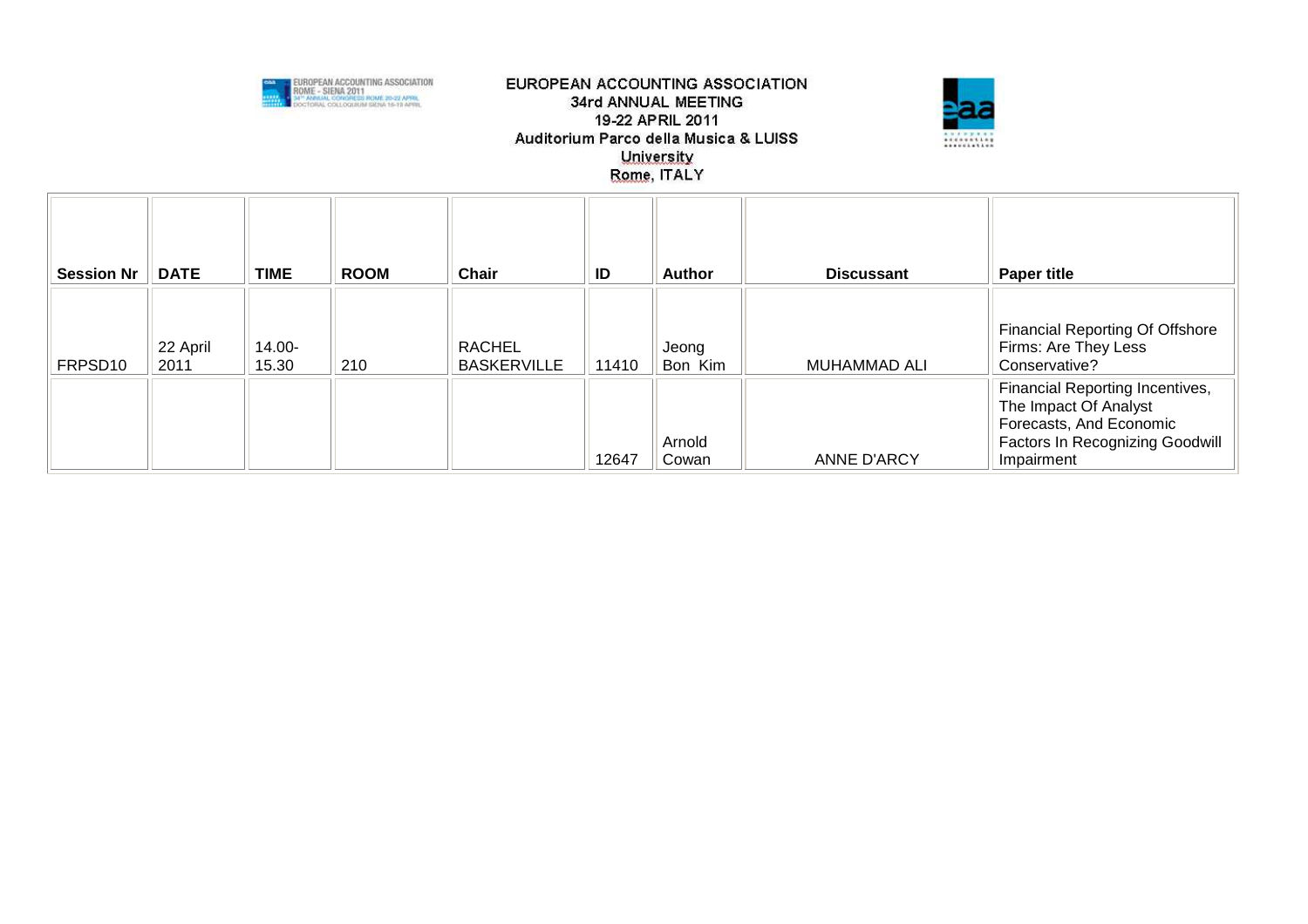| Session Nr | DATE | TIME | ROOM | Chair | ID | Author | Discussant | Paper title |
|---|---|---|---|---|---|---|---|---|
| FRPSD10 | 22 April 2011 | 14.00-15.30 | 210 | RACHEL BASKERVILLE | 11410 | Jeong Bon Kim | MUHAMMAD ALI | Financial Reporting Of Offshore Firms: Are They Less Conservative? |
| | | | | | 12647 | Arnold Cowan | ANNE D'ARCY | Financial Reporting Incentives, The Impact Of Analyst Forecasts, And Economic Factors In Recognizing Goodwill Impairment |